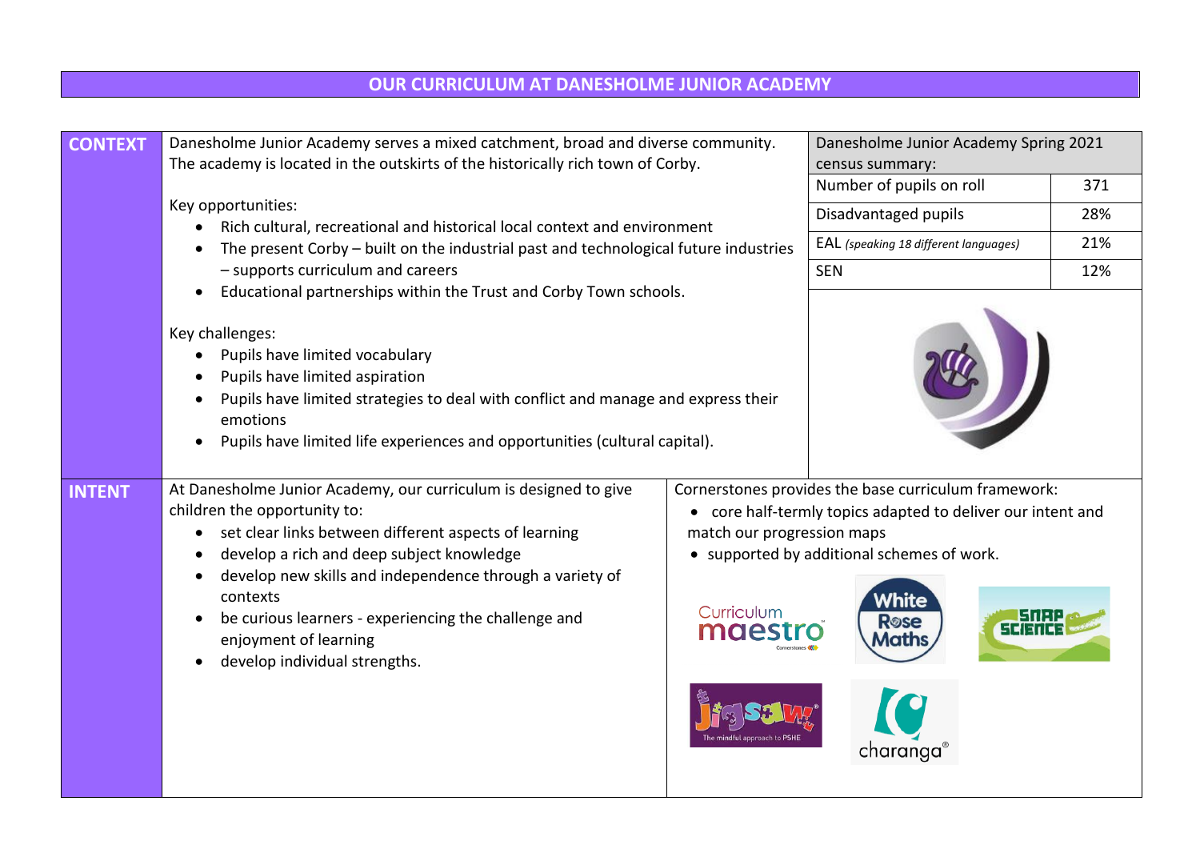# OUR CURRICULUM AT DANESHOLME JUNIOR ACADEMY

## CONTEXT

Danesholme Junior Academy serves a mixed catchment, broad and diverse community. The academy is located in the outskirts of the historically rich town of Corby.

Key opportunities:

- Rich cultural, recreational and historical local context and environment
- The present Corby – built on the industrial past and technological future industries – supports curriculum and careers
- Educational partnerships within the Trust and Corby Town schools.

Key challenges:

- Pupils have limited vocabulary
- Pupils have limited aspiration
- Pupils have limited strategies to deal with conflict and manage and express their emotions
- Pupils have limited life experiences and opportunities (cultural capital).

| Danesholme Junior Academy Spring 2021 census summary: | |
|---|---|
| Number of pupils on roll | 371 |
| Disadvantaged pupils | 28% |
| EAL *(speaking 18 different languages)* | 21% |
| SEN | 12% |

## INTENT

At Danesholme Junior Academy, our curriculum is designed to give children the opportunity to:

- set clear links between different aspects of learning
- develop a rich and deep subject knowledge
- develop new skills and independence through a variety of contexts
- be curious learners - experiencing the challenge and enjoyment of learning
- develop individual strengths.

Cornerstones provides the base curriculum framework:

- core half-termly topics adapted to deliver our intent and match our progression maps
- supported by additional schemes of work.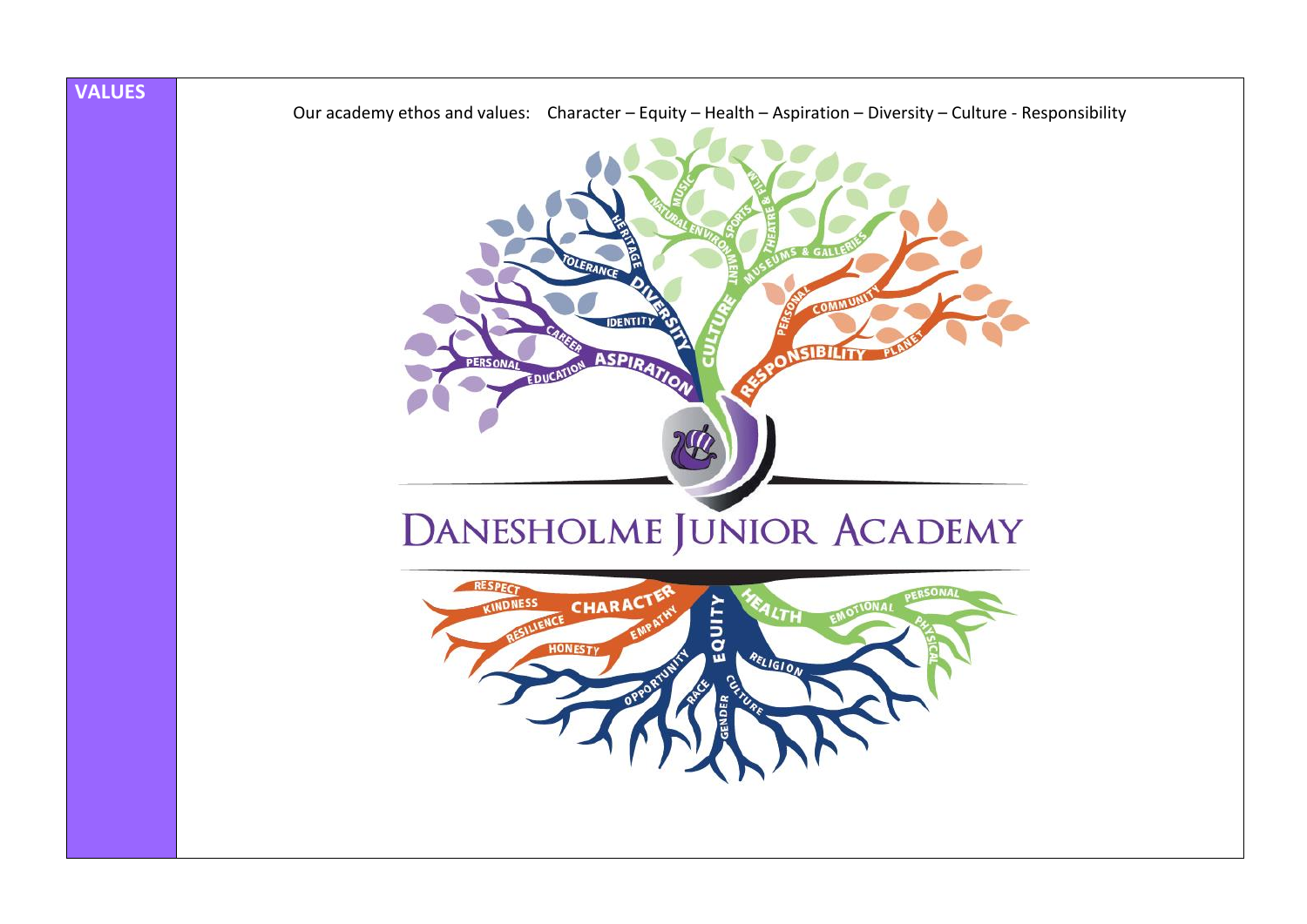**VALUES**

Our academy ethos and values: Character – Equity – Health – Aspiration – Diversity – Culture - Responsibility

HERITAGE
TOLERANCE
DIVERSITY
IDENTITY
MUSIC
NATURAL ENVIRONMENT
SPORTS
THEATRE & FILM
MUSEUMS & GALLERIES
CULTURE
PERSONAL
COMMUNITY
RESPONSIBILITY
PLANET
CAREER
PERSONAL
EDUCATION
ASPIRATION

DANESHOLME JUNIOR ACADEMY

RESPECT
KINDNESS
RESILIENCE
CHARACTER
EMPATHY
HONESTY
EQUITY
OPPORTUNITY
RACE
GENDER
CULTURE
RELIGION
HEALTH
EMOTIONAL
PERSONAL
PHYSICAL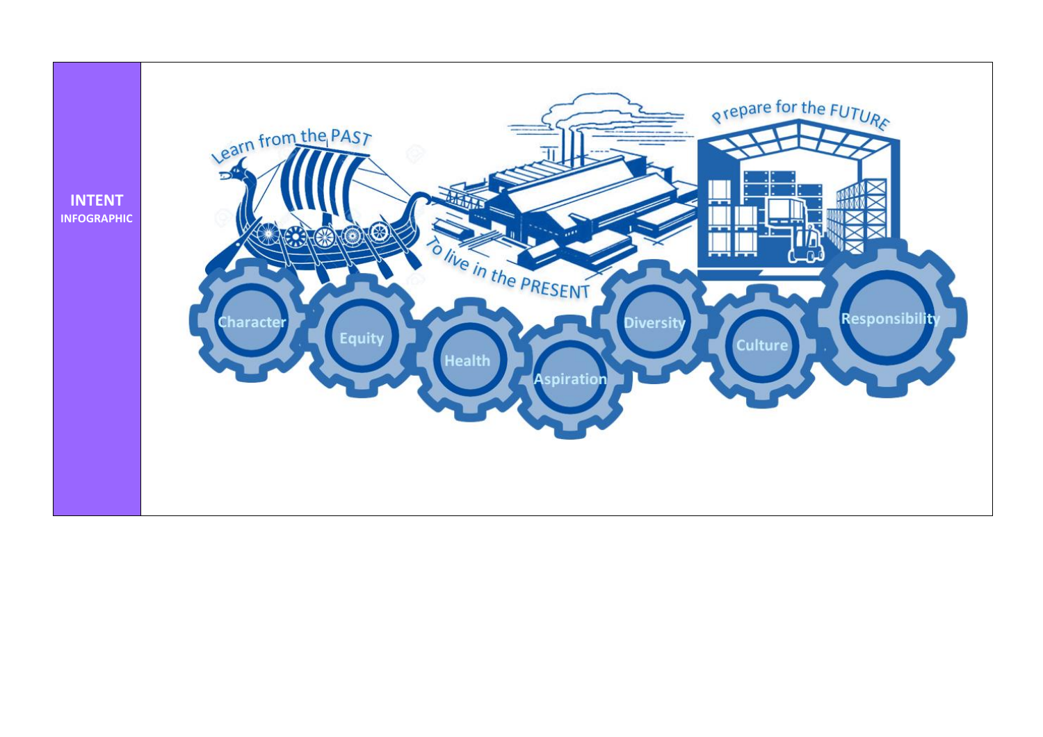**INTENT**
**INFOGRAPHIC**

Learn from the PAST

To live in the PRESENT

Prepare for the FUTURE

Character

Equity

Health

Aspiration

Diversity

Culture

Responsibility